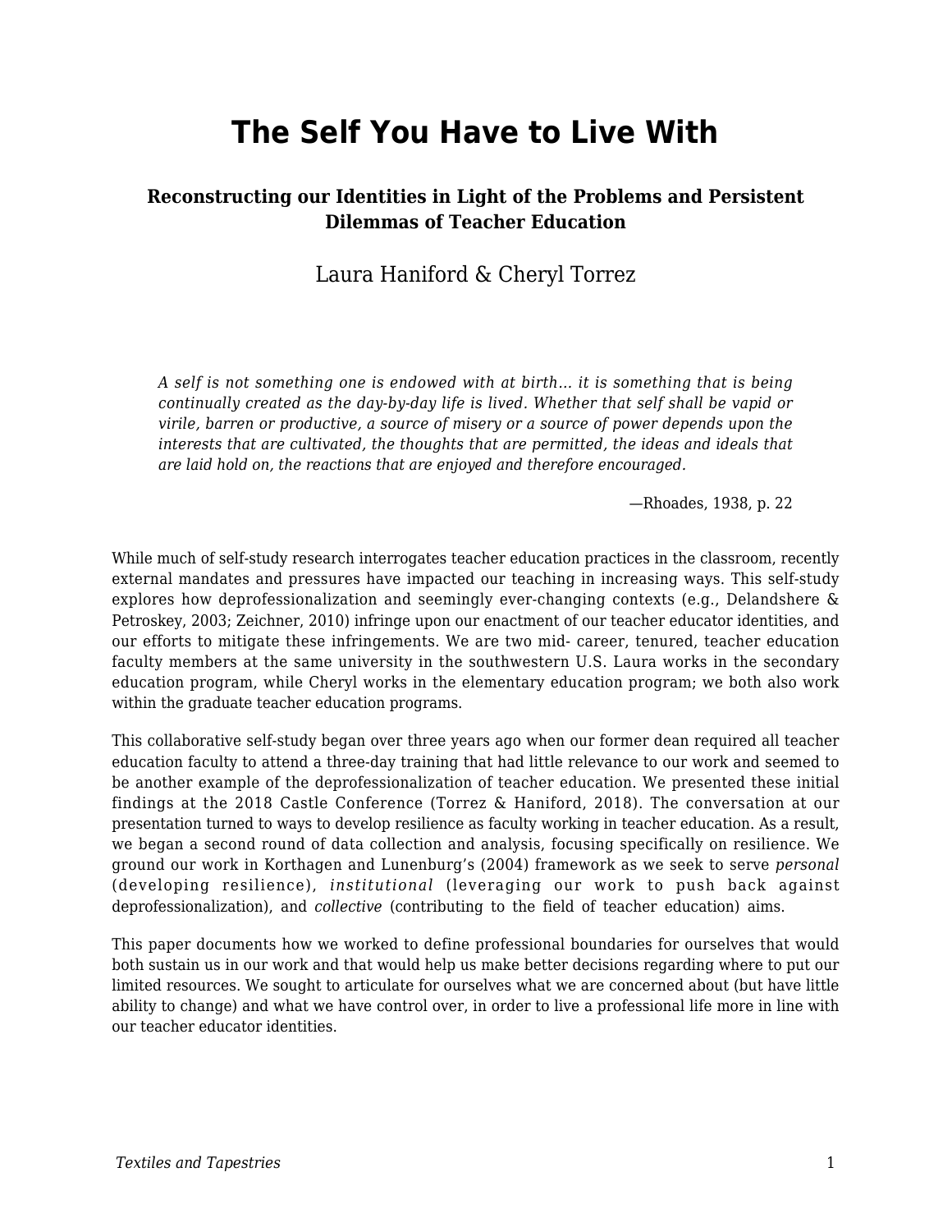# The Self You Have to Live With

### Reconstructing our Identities in Light of the Problems and Persistent Dilemmas of Teacher Education

Laura Haniford & Cheryl Torrez

> *A self is not something one is endowed with at birth… it is something that is being continually created as the day-by-day life is lived. Whether that self shall be vapid or virile, barren or productive, a source of misery or a source of power depends upon the interests that are cultivated, the thoughts that are permitted, the ideas and ideals that are laid hold on, the reactions that are enjoyed and therefore encouraged.*
>
> —Rhoades, 1938, p. 22

While much of self-study research interrogates teacher education practices in the classroom, recently external mandates and pressures have impacted our teaching in increasing ways. This self-study explores how deprofessionalization and seemingly ever-changing contexts (e.g., Delandshere & Petroskey, 2003; Zeichner, 2010) infringe upon our enactment of our teacher educator identities, and our efforts to mitigate these infringements. We are two mid- career, tenured, teacher education faculty members at the same university in the southwestern U.S. Laura works in the secondary education program, while Cheryl works in the elementary education program; we both also work within the graduate teacher education programs.

This collaborative self-study began over three years ago when our former dean required all teacher education faculty to attend a three-day training that had little relevance to our work and seemed to be another example of the deprofessionalization of teacher education. We presented these initial findings at the 2018 Castle Conference (Torrez & Haniford, 2018). The conversation at our presentation turned to ways to develop resilience as faculty working in teacher education. As a result, we began a second round of data collection and analysis, focusing specifically on resilience. We ground our work in Korthagen and Lunenburg's (2004) framework as we seek to serve *personal* (developing resilience), *institutional* (leveraging our work to push back against deprofessionalization), and *collective* (contributing to the field of teacher education) aims.

This paper documents how we worked to define professional boundaries for ourselves that would both sustain us in our work and that would help us make better decisions regarding where to put our limited resources. We sought to articulate for ourselves what we are concerned about (but have little ability to change) and what we have control over, in order to live a professional life more in line with our teacher educator identities.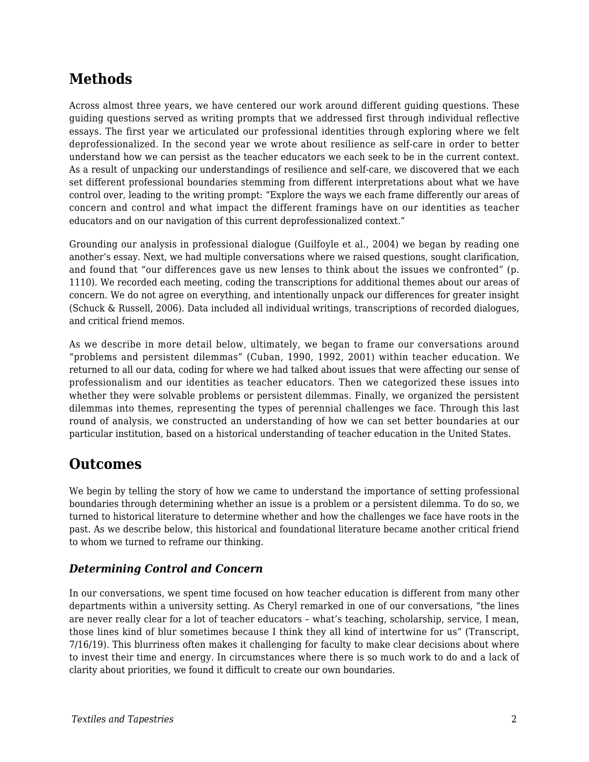## Methods

Across almost three years, we have centered our work around different guiding questions. These guiding questions served as writing prompts that we addressed first through individual reflective essays. The first year we articulated our professional identities through exploring where we felt deprofessionalized. In the second year we wrote about resilience as self-care in order to better understand how we can persist as the teacher educators we each seek to be in the current context. As a result of unpacking our understandings of resilience and self-care, we discovered that we each set different professional boundaries stemming from different interpretations about what we have control over, leading to the writing prompt: "Explore the ways we each frame differently our areas of concern and control and what impact the different framings have on our identities as teacher educators and on our navigation of this current deprofessionalized context."

Grounding our analysis in professional dialogue (Guilfoyle et al., 2004) we began by reading one another's essay. Next, we had multiple conversations where we raised questions, sought clarification, and found that "our differences gave us new lenses to think about the issues we confronted" (p. 1110). We recorded each meeting, coding the transcriptions for additional themes about our areas of concern. We do not agree on everything, and intentionally unpack our differences for greater insight (Schuck & Russell, 2006). Data included all individual writings, transcriptions of recorded dialogues, and critical friend memos.

As we describe in more detail below, ultimately, we began to frame our conversations around "problems and persistent dilemmas" (Cuban, 1990, 1992, 2001) within teacher education. We returned to all our data, coding for where we had talked about issues that were affecting our sense of professionalism and our identities as teacher educators. Then we categorized these issues into whether they were solvable problems or persistent dilemmas. Finally, we organized the persistent dilemmas into themes, representing the types of perennial challenges we face. Through this last round of analysis, we constructed an understanding of how we can set better boundaries at our particular institution, based on a historical understanding of teacher education in the United States.

## Outcomes

We begin by telling the story of how we came to understand the importance of setting professional boundaries through determining whether an issue is a problem or a persistent dilemma. To do so, we turned to historical literature to determine whether and how the challenges we face have roots in the past. As we describe below, this historical and foundational literature became another critical friend to whom we turned to reframe our thinking.

### *Determining Control and Concern*

In our conversations, we spent time focused on how teacher education is different from many other departments within a university setting. As Cheryl remarked in one of our conversations, "the lines are never really clear for a lot of teacher educators – what's teaching, scholarship, service, I mean, those lines kind of blur sometimes because I think they all kind of intertwine for us" (Transcript, 7/16/19). This blurriness often makes it challenging for faculty to make clear decisions about where to invest their time and energy. In circumstances where there is so much work to do and a lack of clarity about priorities, we found it difficult to create our own boundaries.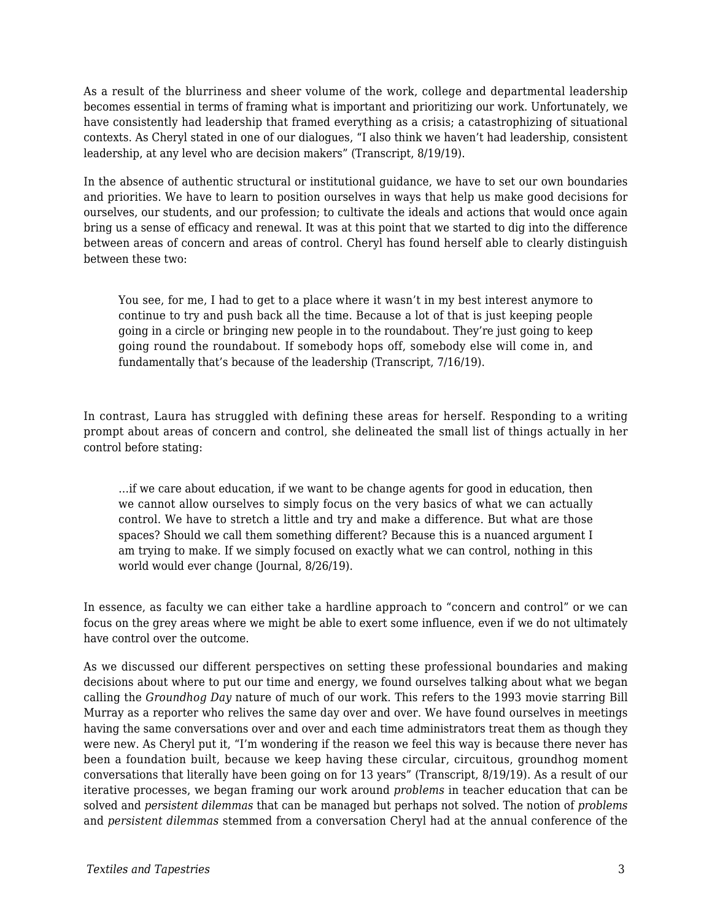As a result of the blurriness and sheer volume of the work, college and departmental leadership becomes essential in terms of framing what is important and prioritizing our work. Unfortunately, we have consistently had leadership that framed everything as a crisis; a catastrophizing of situational contexts. As Cheryl stated in one of our dialogues, "I also think we haven't had leadership, consistent leadership, at any level who are decision makers" (Transcript, 8/19/19).

In the absence of authentic structural or institutional guidance, we have to set our own boundaries and priorities. We have to learn to position ourselves in ways that help us make good decisions for ourselves, our students, and our profession; to cultivate the ideals and actions that would once again bring us a sense of efficacy and renewal. It was at this point that we started to dig into the difference between areas of concern and areas of control. Cheryl has found herself able to clearly distinguish between these two:

> You see, for me, I had to get to a place where it wasn't in my best interest anymore to continue to try and push back all the time. Because a lot of that is just keeping people going in a circle or bringing new people in to the roundabout. They're just going to keep going round the roundabout. If somebody hops off, somebody else will come in, and fundamentally that's because of the leadership (Transcript, 7/16/19).

In contrast, Laura has struggled with defining these areas for herself. Responding to a writing prompt about areas of concern and control, she delineated the small list of things actually in her control before stating:

> …if we care about education, if we want to be change agents for good in education, then we cannot allow ourselves to simply focus on the very basics of what we can actually control. We have to stretch a little and try and make a difference. But what are those spaces? Should we call them something different? Because this is a nuanced argument I am trying to make. If we simply focused on exactly what we can control, nothing in this world would ever change (Journal, 8/26/19).

In essence, as faculty we can either take a hardline approach to "concern and control" or we can focus on the grey areas where we might be able to exert some influence, even if we do not ultimately have control over the outcome.

As we discussed our different perspectives on setting these professional boundaries and making decisions about where to put our time and energy, we found ourselves talking about what we began calling the *Groundhog Day* nature of much of our work. This refers to the 1993 movie starring Bill Murray as a reporter who relives the same day over and over. We have found ourselves in meetings having the same conversations over and over and each time administrators treat them as though they were new. As Cheryl put it, "I'm wondering if the reason we feel this way is because there never has been a foundation built, because we keep having these circular, circuitous, groundhog moment conversations that literally have been going on for 13 years" (Transcript, 8/19/19). As a result of our iterative processes, we began framing our work around *problems* in teacher education that can be solved and *persistent dilemmas* that can be managed but perhaps not solved. The notion of *problems* and *persistent dilemmas* stemmed from a conversation Cheryl had at the annual conference of the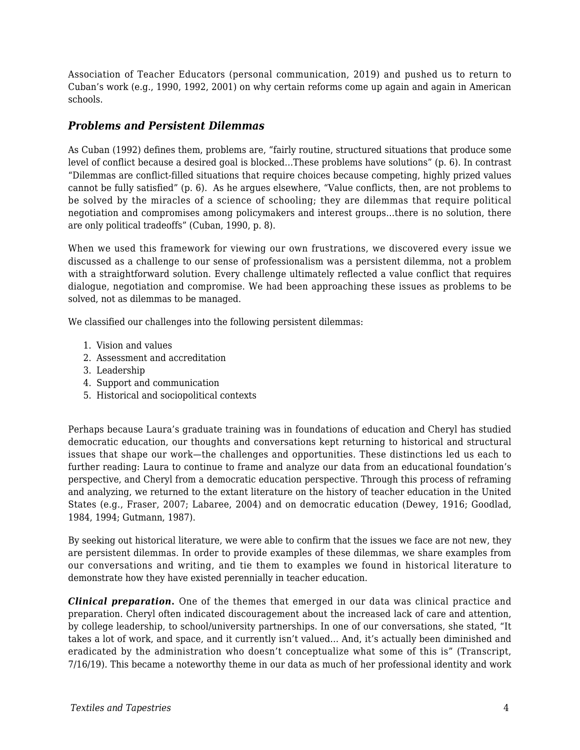Association of Teacher Educators (personal communication, 2019) and pushed us to return to Cuban's work (e.g., 1990, 1992, 2001) on why certain reforms come up again and again in American schools.

### *Problems and Persistent Dilemmas*

As Cuban (1992) defines them, problems are, "fairly routine, structured situations that produce some level of conflict because a desired goal is blocked…These problems have solutions" (p. 6). In contrast "Dilemmas are conflict-filled situations that require choices because competing, highly prized values cannot be fully satisfied" (p. 6). As he argues elsewhere, "Value conflicts, then, are not problems to be solved by the miracles of a science of schooling; they are dilemmas that require political negotiation and compromises among policymakers and interest groups…there is no solution, there are only political tradeoffs" (Cuban, 1990, p. 8).

When we used this framework for viewing our own frustrations, we discovered every issue we discussed as a challenge to our sense of professionalism was a persistent dilemma, not a problem with a straightforward solution. Every challenge ultimately reflected a value conflict that requires dialogue, negotiation and compromise. We had been approaching these issues as problems to be solved, not as dilemmas to be managed.

We classified our challenges into the following persistent dilemmas:

1. Vision and values
2. Assessment and accreditation
3. Leadership
4. Support and communication
5. Historical and sociopolitical contexts

Perhaps because Laura's graduate training was in foundations of education and Cheryl has studied democratic education, our thoughts and conversations kept returning to historical and structural issues that shape our work—the challenges and opportunities. These distinctions led us each to further reading: Laura to continue to frame and analyze our data from an educational foundation's perspective, and Cheryl from a democratic education perspective. Through this process of reframing and analyzing, we returned to the extant literature on the history of teacher education in the United States (e.g., Fraser, 2007; Labaree, 2004) and on democratic education (Dewey, 1916; Goodlad, 1984, 1994; Gutmann, 1987).

By seeking out historical literature, we were able to confirm that the issues we face are not new, they are persistent dilemmas. In order to provide examples of these dilemmas, we share examples from our conversations and writing, and tie them to examples we found in historical literature to demonstrate how they have existed perennially in teacher education.

***Clinical preparation.*** One of the themes that emerged in our data was clinical practice and preparation. Cheryl often indicated discouragement about the increased lack of care and attention, by college leadership, to school/university partnerships. In one of our conversations, she stated, "It takes a lot of work, and space, and it currently isn't valued… And, it's actually been diminished and eradicated by the administration who doesn't conceptualize what some of this is" (Transcript, 7/16/19). This became a noteworthy theme in our data as much of her professional identity and work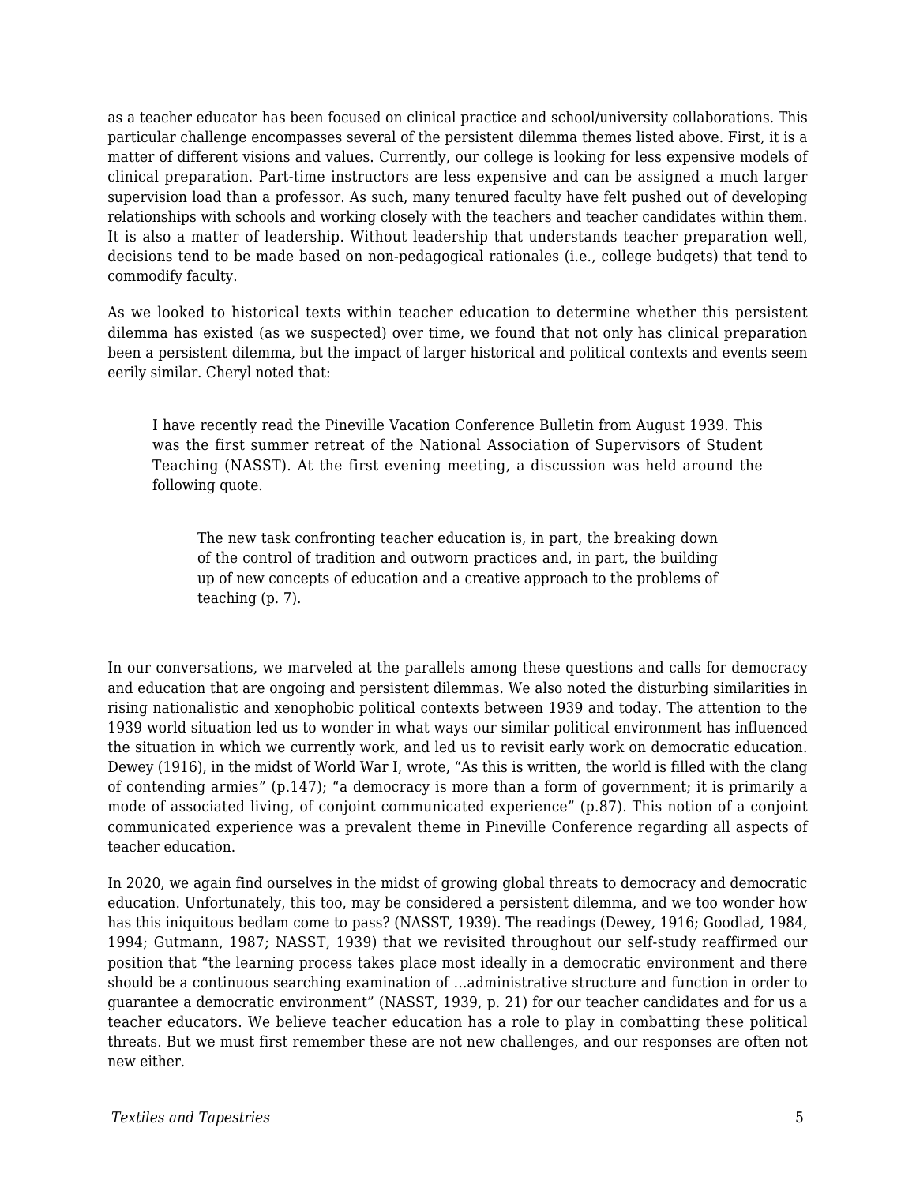as a teacher educator has been focused on clinical practice and school/university collaborations. This particular challenge encompasses several of the persistent dilemma themes listed above. First, it is a matter of different visions and values. Currently, our college is looking for less expensive models of clinical preparation. Part-time instructors are less expensive and can be assigned a much larger supervision load than a professor. As such, many tenured faculty have felt pushed out of developing relationships with schools and working closely with the teachers and teacher candidates within them. It is also a matter of leadership. Without leadership that understands teacher preparation well, decisions tend to be made based on non-pedagogical rationales (i.e., college budgets) that tend to commodify faculty.

As we looked to historical texts within teacher education to determine whether this persistent dilemma has existed (as we suspected) over time, we found that not only has clinical preparation been a persistent dilemma, but the impact of larger historical and political contexts and events seem eerily similar. Cheryl noted that:

> I have recently read the Pineville Vacation Conference Bulletin from August 1939. This was the first summer retreat of the National Association of Supervisors of Student Teaching (NASST). At the first evening meeting, a discussion was held around the following quote.
>
> > The new task confronting teacher education is, in part, the breaking down of the control of tradition and outworn practices and, in part, the building up of new concepts of education and a creative approach to the problems of teaching (p. 7).

In our conversations, we marveled at the parallels among these questions and calls for democracy and education that are ongoing and persistent dilemmas. We also noted the disturbing similarities in rising nationalistic and xenophobic political contexts between 1939 and today. The attention to the 1939 world situation led us to wonder in what ways our similar political environment has influenced the situation in which we currently work, and led us to revisit early work on democratic education. Dewey (1916), in the midst of World War I, wrote, "As this is written, the world is filled with the clang of contending armies" (p.147); "a democracy is more than a form of government; it is primarily a mode of associated living, of conjoint communicated experience" (p.87). This notion of a conjoint communicated experience was a prevalent theme in Pineville Conference regarding all aspects of teacher education.

In 2020, we again find ourselves in the midst of growing global threats to democracy and democratic education. Unfortunately, this too, may be considered a persistent dilemma, and we too wonder how has this iniquitous bedlam come to pass? (NASST, 1939). The readings (Dewey, 1916; Goodlad, 1984, 1994; Gutmann, 1987; NASST, 1939) that we revisited throughout our self-study reaffirmed our position that "the learning process takes place most ideally in a democratic environment and there should be a continuous searching examination of …administrative structure and function in order to guarantee a democratic environment" (NASST, 1939, p. 21) for our teacher candidates and for us a teacher educators. We believe teacher education has a role to play in combatting these political threats. But we must first remember these are not new challenges, and our responses are often not new either.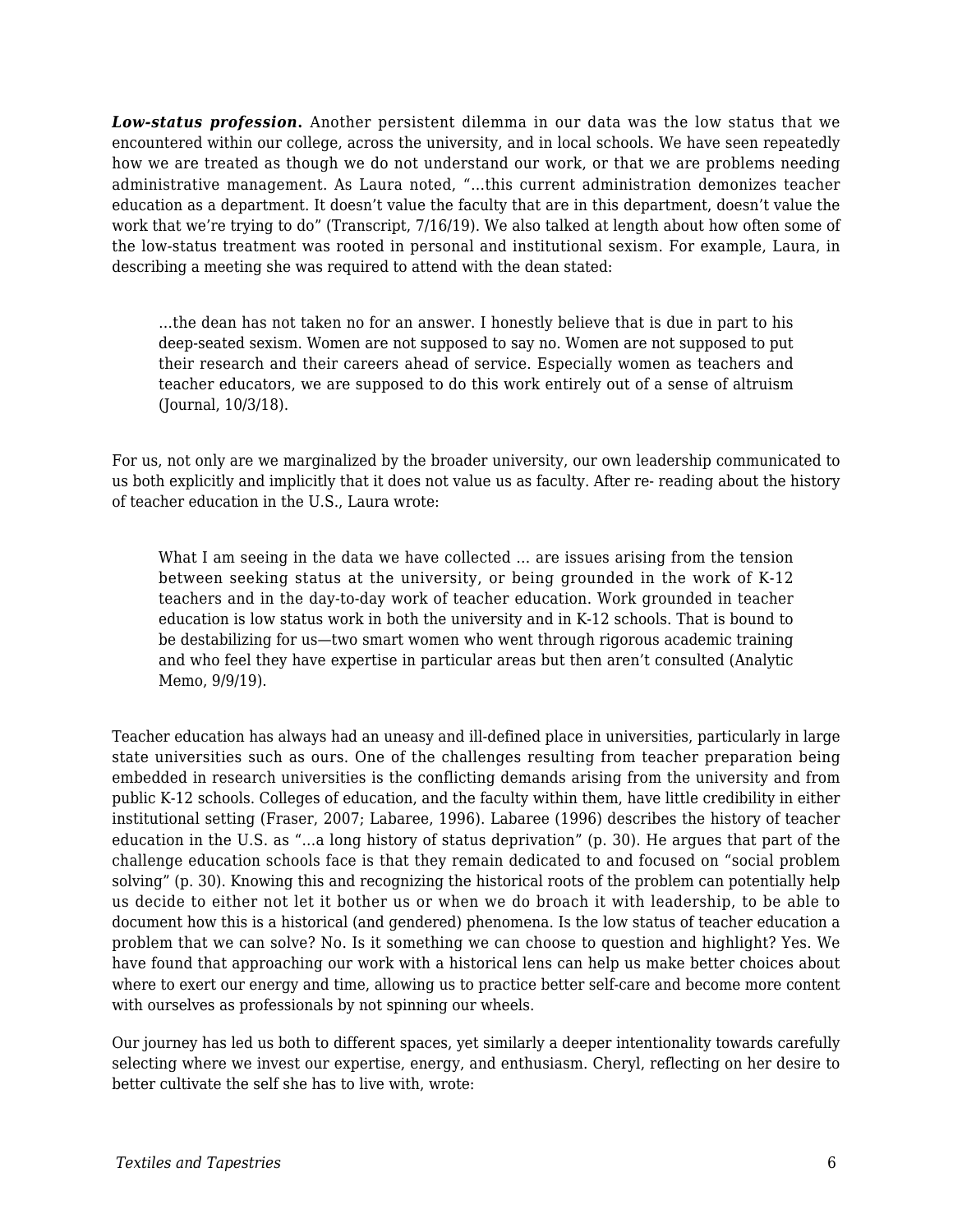***Low-status profession.*** Another persistent dilemma in our data was the low status that we encountered within our college, across the university, and in local schools. We have seen repeatedly how we are treated as though we do not understand our work, or that we are problems needing administrative management. As Laura noted, "…this current administration demonizes teacher education as a department. It doesn't value the faculty that are in this department, doesn't value the work that we're trying to do" (Transcript, 7/16/19). We also talked at length about how often some of the low-status treatment was rooted in personal and institutional sexism. For example, Laura, in describing a meeting she was required to attend with the dean stated:

> …the dean has not taken no for an answer. I honestly believe that is due in part to his deep-seated sexism. Women are not supposed to say no. Women are not supposed to put their research and their careers ahead of service. Especially women as teachers and teacher educators, we are supposed to do this work entirely out of a sense of altruism (Journal, 10/3/18).

For us, not only are we marginalized by the broader university, our own leadership communicated to us both explicitly and implicitly that it does not value us as faculty. After re- reading about the history of teacher education in the U.S., Laura wrote:

> What I am seeing in the data we have collected … are issues arising from the tension between seeking status at the university, or being grounded in the work of K-12 teachers and in the day-to-day work of teacher education. Work grounded in teacher education is low status work in both the university and in K-12 schools. That is bound to be destabilizing for us—two smart women who went through rigorous academic training and who feel they have expertise in particular areas but then aren't consulted (Analytic Memo, 9/9/19).

Teacher education has always had an uneasy and ill-defined place in universities, particularly in large state universities such as ours. One of the challenges resulting from teacher preparation being embedded in research universities is the conflicting demands arising from the university and from public K-12 schools. Colleges of education, and the faculty within them, have little credibility in either institutional setting (Fraser, 2007; Labaree, 1996). Labaree (1996) describes the history of teacher education in the U.S. as "…a long history of status deprivation" (p. 30). He argues that part of the challenge education schools face is that they remain dedicated to and focused on "social problem solving" (p. 30). Knowing this and recognizing the historical roots of the problem can potentially help us decide to either not let it bother us or when we do broach it with leadership, to be able to document how this is a historical (and gendered) phenomena. Is the low status of teacher education a problem that we can solve? No. Is it something we can choose to question and highlight? Yes. We have found that approaching our work with a historical lens can help us make better choices about where to exert our energy and time, allowing us to practice better self-care and become more content with ourselves as professionals by not spinning our wheels.

Our journey has led us both to different spaces, yet similarly a deeper intentionality towards carefully selecting where we invest our expertise, energy, and enthusiasm. Cheryl, reflecting on her desire to better cultivate the self she has to live with, wrote: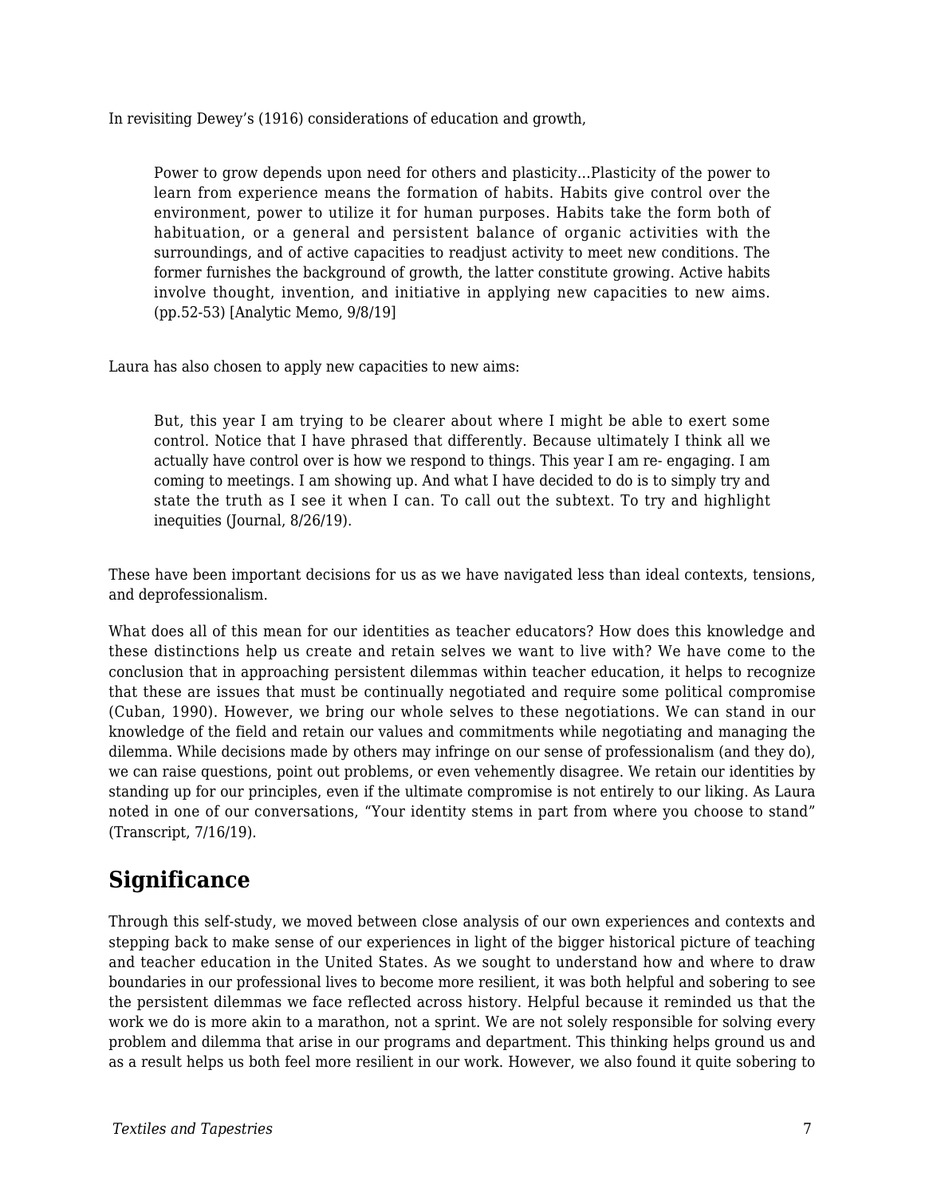In revisiting Dewey's (1916) considerations of education and growth,

> Power to grow depends upon need for others and plasticity…Plasticity of the power to learn from experience means the formation of habits. Habits give control over the environment, power to utilize it for human purposes. Habits take the form both of habituation, or a general and persistent balance of organic activities with the surroundings, and of active capacities to readjust activity to meet new conditions. The former furnishes the background of growth, the latter constitute growing. Active habits involve thought, invention, and initiative in applying new capacities to new aims. (pp.52-53) [Analytic Memo, 9/8/19]

Laura has also chosen to apply new capacities to new aims:

> But, this year I am trying to be clearer about where I might be able to exert some control. Notice that I have phrased that differently. Because ultimately I think all we actually have control over is how we respond to things. This year I am re- engaging. I am coming to meetings. I am showing up. And what I have decided to do is to simply try and state the truth as I see it when I can. To call out the subtext. To try and highlight inequities (Journal, 8/26/19).

These have been important decisions for us as we have navigated less than ideal contexts, tensions, and deprofessionalism.

What does all of this mean for our identities as teacher educators? How does this knowledge and these distinctions help us create and retain selves we want to live with? We have come to the conclusion that in approaching persistent dilemmas within teacher education, it helps to recognize that these are issues that must be continually negotiated and require some political compromise (Cuban, 1990). However, we bring our whole selves to these negotiations. We can stand in our knowledge of the field and retain our values and commitments while negotiating and managing the dilemma. While decisions made by others may infringe on our sense of professionalism (and they do), we can raise questions, point out problems, or even vehemently disagree. We retain our identities by standing up for our principles, even if the ultimate compromise is not entirely to our liking. As Laura noted in one of our conversations, "Your identity stems in part from where you choose to stand" (Transcript, 7/16/19).

## Significance

Through this self-study, we moved between close analysis of our own experiences and contexts and stepping back to make sense of our experiences in light of the bigger historical picture of teaching and teacher education in the United States. As we sought to understand how and where to draw boundaries in our professional lives to become more resilient, it was both helpful and sobering to see the persistent dilemmas we face reflected across history. Helpful because it reminded us that the work we do is more akin to a marathon, not a sprint. We are not solely responsible for solving every problem and dilemma that arise in our programs and department. This thinking helps ground us and as a result helps us both feel more resilient in our work. However, we also found it quite sobering to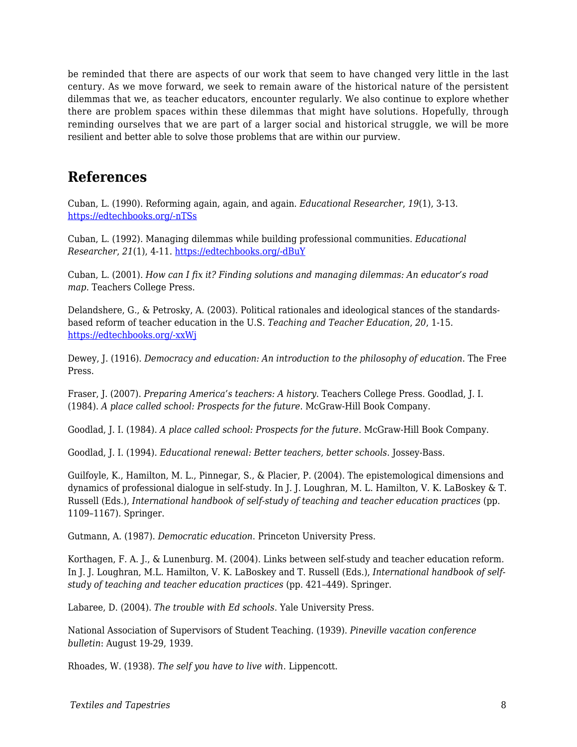be reminded that there are aspects of our work that seem to have changed very little in the last century. As we move forward, we seek to remain aware of the historical nature of the persistent dilemmas that we, as teacher educators, encounter regularly. We also continue to explore whether there are problem spaces within these dilemmas that might have solutions. Hopefully, through reminding ourselves that we are part of a larger social and historical struggle, we will be more resilient and better able to solve those problems that are within our purview.

## References

Cuban, L. (1990). Reforming again, again, and again. *Educational Researcher*, *19*(1), 3-13. https://edtechbooks.org/-nTSs

Cuban, L. (1992). Managing dilemmas while building professional communities. *Educational Researcher*, *21*(1), 4-11. https://edtechbooks.org/-dBuY

Cuban, L. (2001). *How can I fix it? Finding solutions and managing dilemmas: An educator's road map*. Teachers College Press.

Delandshere, G., & Petrosky, A. (2003). Political rationales and ideological stances of the standards-based reform of teacher education in the U.S. *Teaching and Teacher Education*, *20*, 1-15. https://edtechbooks.org/-xxWj

Dewey, J. (1916). *Democracy and education: An introduction to the philosophy of education*. The Free Press.

Fraser, J. (2007). *Preparing America's teachers: A history*. Teachers College Press. Goodlad, J. I. (1984). *A place called school: Prospects for the future*. McGraw-Hill Book Company.

Goodlad, J. I. (1984). *A place called school: Prospects for the future*. McGraw-Hill Book Company.

Goodlad, J. I. (1994). *Educational renewal: Better teachers, better schools*. Jossey-Bass.

Guilfoyle, K., Hamilton, M. L., Pinnegar, S., & Placier, P. (2004). The epistemological dimensions and dynamics of professional dialogue in self-study. In J. J. Loughran, M. L. Hamilton, V. K. LaBoskey & T. Russell (Eds.), *International handbook of self-study of teaching and teacher education practices* (pp. 1109–1167). Springer.

Gutmann, A. (1987). *Democratic education*. Princeton University Press.

Korthagen, F. A. J., & Lunenburg. M. (2004). Links between self-study and teacher education reform. In J. J. Loughran, M.L. Hamilton, V. K. LaBoskey and T. Russell (Eds.), *International handbook of self-study of teaching and teacher education practices* (pp. 421–449). Springer.

Labaree, D. (2004). *The trouble with Ed schools*. Yale University Press.

National Association of Supervisors of Student Teaching. (1939). *Pineville vacation conference bulletin*: August 19-29, 1939.

Rhoades, W. (1938). *The self you have to live with*. Lippencott.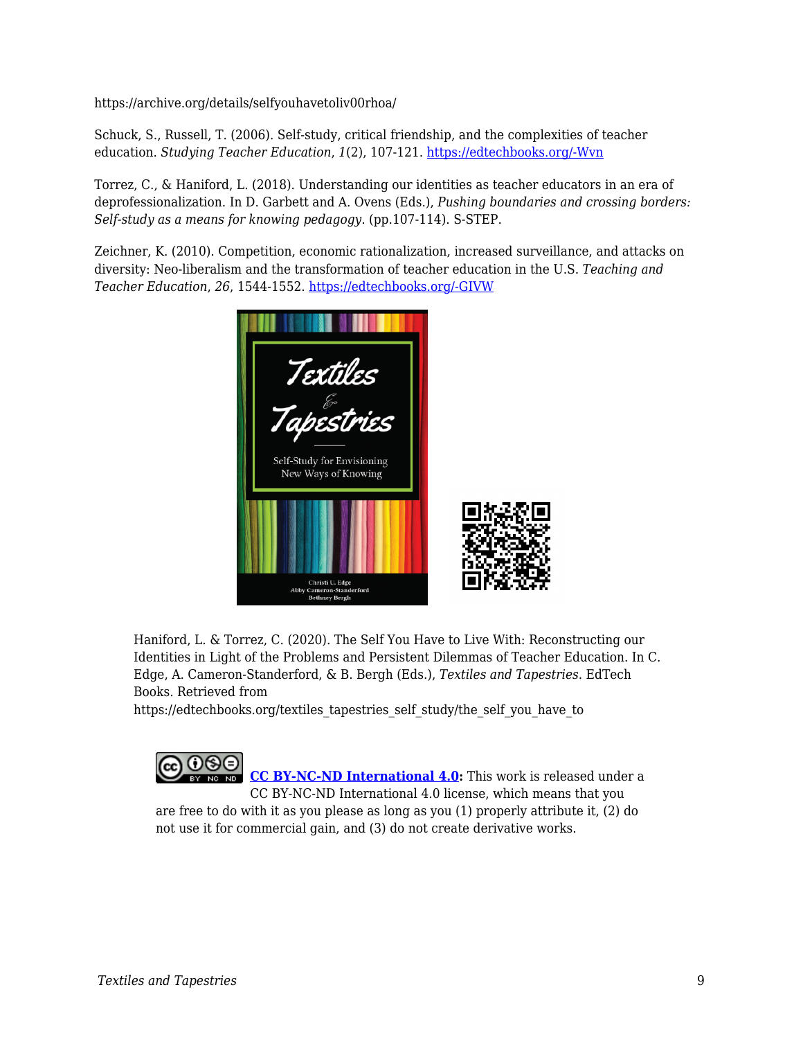https://archive.org/details/selfyouhavetoliv00rhoa/

Schuck, S., Russell, T. (2006). Self-study, critical friendship, and the complexities of teacher education. *Studying Teacher Education*, *1*(2), 107-121. https://edtechbooks.org/-Wvn

Torrez, C., & Haniford, L. (2018). Understanding our identities as teacher educators in an era of deprofessionalization. In D. Garbett and A. Ovens (Eds.), *Pushing boundaries and crossing borders: Self-study as a means for knowing pedagogy.* (pp.107-114). S-STEP.

Zeichner, K. (2010). Competition, economic rationalization, increased surveillance, and attacks on diversity: Neo-liberalism and the transformation of teacher education in the U.S. *Teaching and Teacher Education*, *26*, 1544-1552. https://edtechbooks.org/-GIVW

Haniford, L. & Torrez, C. (2020). The Self You Have to Live With: Reconstructing our Identities in Light of the Problems and Persistent Dilemmas of Teacher Education. In C. Edge, A. Cameron-Standerford, & B. Bergh (Eds.), *Textiles and Tapestries*. EdTech Books. Retrieved from https://edtechbooks.org/textiles_tapestries_self_study/the_self_you_have_to

**CC BY-NC-ND International 4.0:** This work is released under a CC BY-NC-ND International 4.0 license, which means that you are free to do with it as you please as long as you (1) properly attribute it, (2) do not use it for commercial gain, and (3) do not create derivative works.